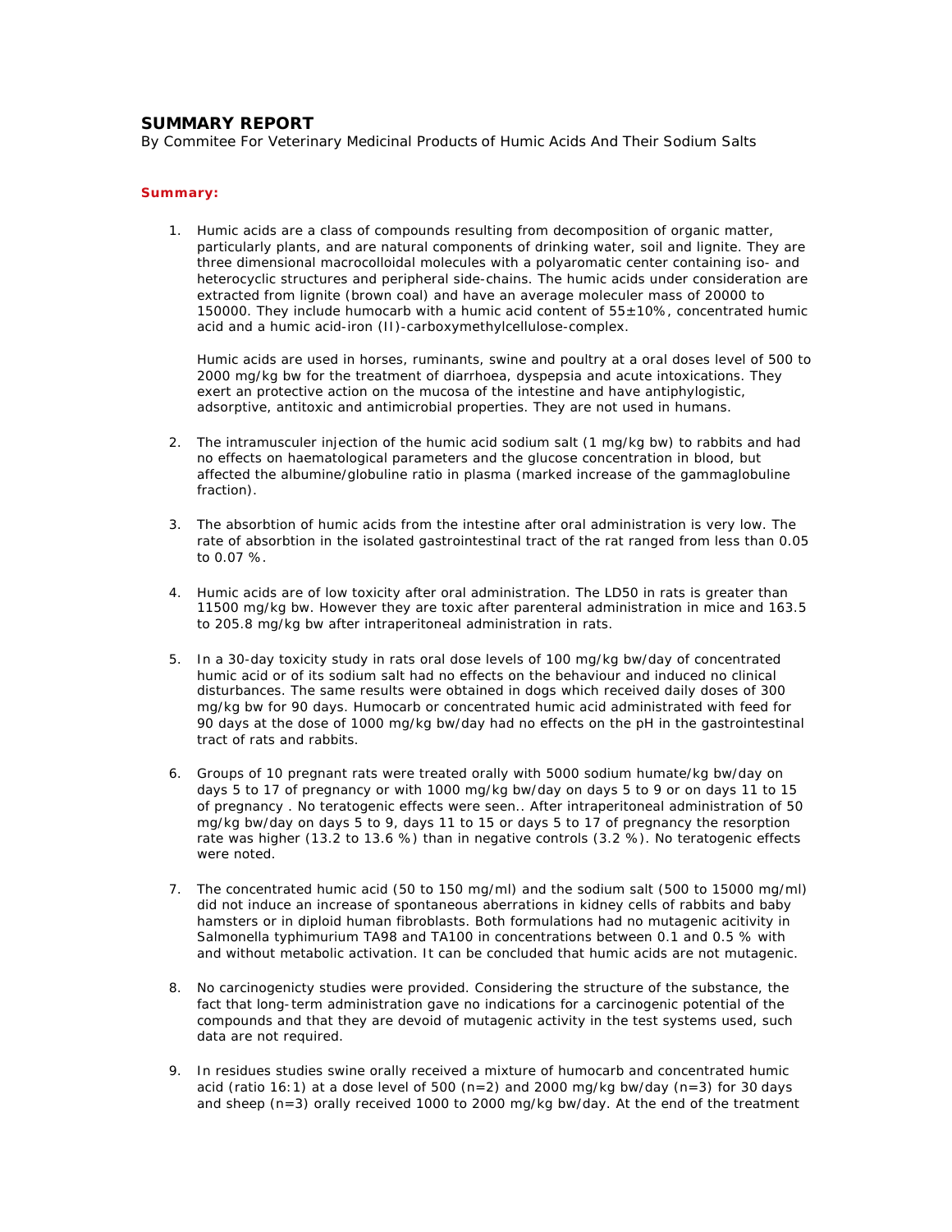## SUMMARY REPORT

By Commitee For Veterinary Medicinal Products of Humic Acids And Their Sodium Salts

**Summary:**

1. Humic acids are a class of compounds resulting from decomposition of organic matter, particularly plants, and are natural components of drinking water, soil and lignite. They are three dimensional macrocolloidal molecules with a polyaromatic center containing iso- and heterocyclic structures and peripheral side-chains. The humic acids under consideration are extracted from lignite (brown coal) and have an average moleculer mass of 20000 to 150000. They include humocarb with a humic acid content of 55±10%, concentrated humic acid and a humic acid-iron (II)-carboxymethylcellulose-complex.

   Humic acids are used in horses, ruminants, swine and poultry at a oral doses level of 500 to 2000 mg/kg bw for the treatment of diarrhoea, dyspepsia and acute intoxications. They exert an protective action on the mucosa of the intestine and have antiphylogistic, adsorptive, antitoxic and antimicrobial properties. They are not used in humans.

2. The intramusculer injection of the humic acid sodium salt (1 mg/kg bw) to rabbits and had no effects on haematological parameters and the glucose concentration in blood, but affected the albumine/globuline ratio in plasma (marked increase of the gammaglobuline fraction).

3. The absorbtion of humic acids from the intestine after oral administration is very low. The rate of absorbtion in the isolated gastrointestinal tract of the rat ranged from less than 0.05 to 0.07 %.

4. Humic acids are of low toxicity after oral administration. The LD50 in rats is greater than 11500 mg/kg bw. However they are toxic after parenteral administration in mice and 163.5 to 205.8 mg/kg bw after intraperitoneal administration in rats.

5. In a 30-day toxicity study in rats oral dose levels of 100 mg/kg bw/day of concentrated humic acid or of its sodium salt had no effects on the behaviour and induced no clinical disturbances. The same results were obtained in dogs which received daily doses of 300 mg/kg bw for 90 days. Humocarb or concentrated humic acid administrated with feed for 90 days at the dose of 1000 mg/kg bw/day had no effects on the pH in the gastrointestinal tract of rats and rabbits.

6. Groups of 10 pregnant rats were treated orally with 5000 sodium humate/kg bw/day on days 5 to 17 of pregnancy or with 1000 mg/kg bw/day on days 5 to 9 or on days 11 to 15 of pregnancy . No teratogenic effects were seen.. After intraperitoneal administration of 50 mg/kg bw/day on days 5 to 9, days 11 to 15 or days 5 to 17 of pregnancy the resorption rate was higher (13.2 to 13.6 %) than in negative controls (3.2 %). No teratogenic effects were noted.

7. The concentrated humic acid (50 to 150 mg/ml) and the sodium salt (500 to 15000 mg/ml) did not induce an increase of spontaneous aberrations in kidney cells of rabbits and baby hamsters or in diploid human fibroblasts. Both formulations had no mutagenic acitivity in Salmonella typhimurium TA98 and TA100 in concentrations between 0.1 and 0.5 % with and without metabolic activation. It can be concluded that humic acids are not mutagenic.

8. No carcinogenicty studies were provided. Considering the structure of the substance, the fact that long-term administration gave no indications for a carcinogenic potential of the compounds and that they are devoid of mutagenic activity in the test systems used, such data are not required.

9. In residues studies swine orally received a mixture of humocarb and concentrated humic acid (ratio 16:1) at a dose level of 500 (n=2) and 2000 mg/kg bw/day (n=3) for 30 days and sheep (n=3) orally received 1000 to 2000 mg/kg bw/day. At the end of the treatment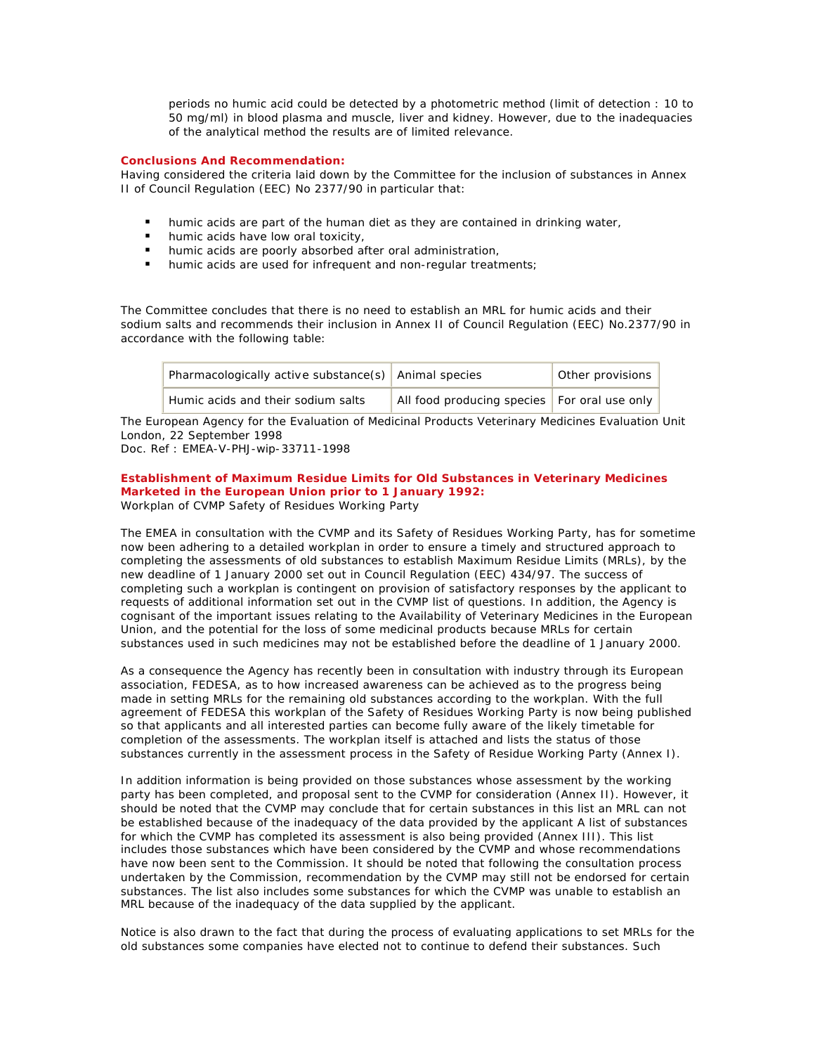periods no humic acid could be detected by a photometric method (limit of detection : 10 to 50 mg/ml) in blood plasma and muscle, liver and kidney. However, due to the inadequacies of the analytical method the results are of limited relevance.

**Conclusions And Recommendation:**

Having considered the criteria laid down by the Committee for the inclusion of substances in Annex II of Council Regulation (EEC) No 2377/90 in particular that:

- humic acids are part of the human diet as they are contained in drinking water,
- humic acids have low oral toxicity,
- humic acids are poorly absorbed after oral administration,
- humic acids are used for infrequent and non-regular treatments;

The Committee concludes that there is no need to establish an MRL for humic acids and their sodium salts and recommends their inclusion in Annex II of Council Regulation (EEC) No.2377/90 in accordance with the following table:

| Pharmacologically active substance(s) | Animal species | Other provisions |
|---|---|---|
| Humic acids and their sodium salts | All food producing species | For oral use only |

The European Agency for the Evaluation of Medicinal Products Veterinary Medicines Evaluation Unit
London, 22 September 1998
Doc. Ref : EMEA-V-PHJ-wip-33711-1998

**Establishment of Maximum Residue Limits for Old Substances in Veterinary Medicines Marketed in the European Union prior to 1 January 1992:**

Workplan of CVMP Safety of Residues Working Party

The EMEA in consultation with the CVMP and its Safety of Residues Working Party, has for sometime now been adhering to a detailed workplan in order to ensure a timely and structured approach to completing the assessments of old substances to establish Maximum Residue Limits (MRLs), by the new deadline of 1 January 2000 set out in Council Regulation (EEC) 434/97. The success of completing such a workplan is contingent on provision of satisfactory responses by the applicant to requests of additional information set out in the CVMP list of questions. In addition, the Agency is cognisant of the important issues relating to the Availability of Veterinary Medicines in the European Union, and the potential for the loss of some medicinal products because MRLs for certain substances used in such medicines may not be established before the deadline of 1 January 2000.

As a consequence the Agency has recently been in consultation with industry through its European association, FEDESA, as to how increased awareness can be achieved as to the progress being made in setting MRLs for the remaining old substances according to the workplan. With the full agreement of FEDESA this workplan of the Safety of Residues Working Party is now being published so that applicants and all interested parties can become fully aware of the likely timetable for completion of the assessments. The workplan itself is attached and lists the status of those substances currently in the assessment process in the Safety of Residue Working Party (Annex I).

In addition information is being provided on those substances whose assessment by the working party has been completed, and proposal sent to the CVMP for consideration (Annex II). However, it should be noted that the CVMP may conclude that for certain substances in this list an MRL can not be established because of the inadequacy of the data provided by the applicant A list of substances for which the CVMP has completed its assessment is also being provided (Annex III). This list includes those substances which have been considered by the CVMP and whose recommendations have now been sent to the Commission. It should be noted that following the consultation process undertaken by the Commission, recommendation by the CVMP may still not be endorsed for certain substances. The list also includes some substances for which the CVMP was unable to establish an MRL because of the inadequacy of the data supplied by the applicant.

Notice is also drawn to the fact that during the process of evaluating applications to set MRLs for the old substances some companies have elected not to continue to defend their substances. Such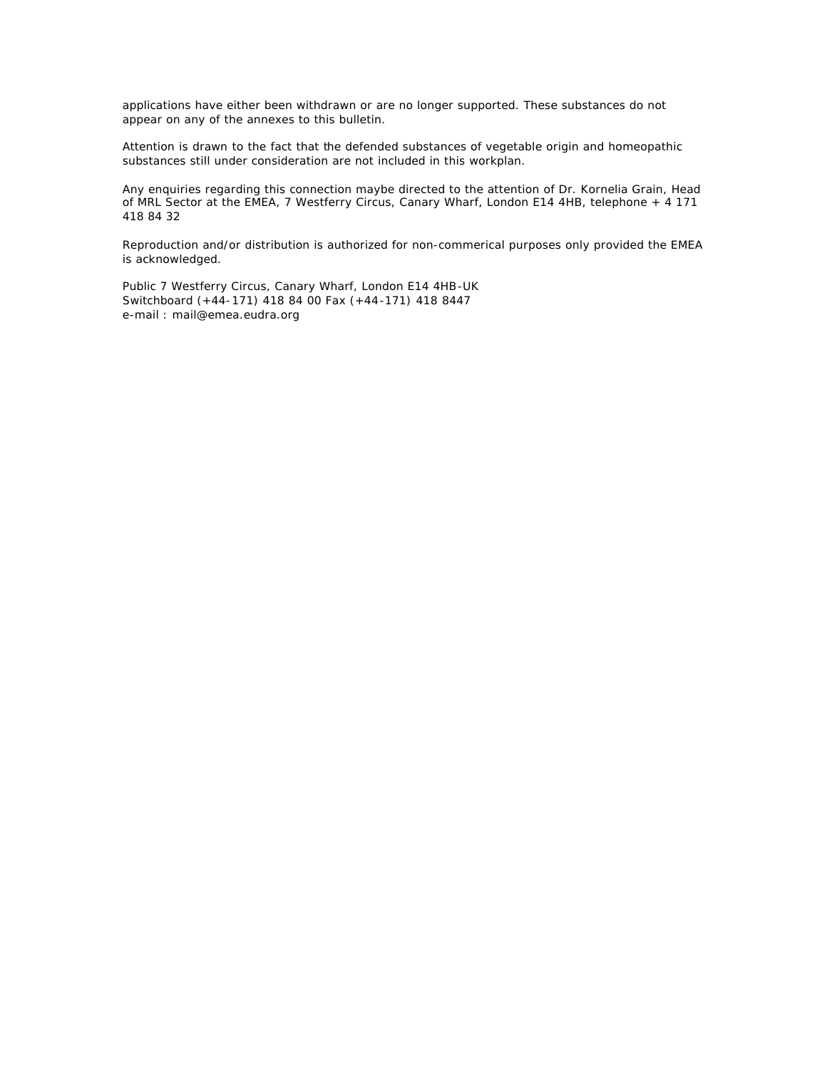applications have either been withdrawn or are no longer supported. These substances do not appear on any of the annexes to this bulletin.

Attention is drawn to the fact that the defended substances of vegetable origin and homeopathic substances still under consideration are not included in this workplan.

Any enquiries regarding this connection maybe directed to the attention of Dr. Kornelia Grain, Head of MRL Sector at the EMEA, 7 Westferry Circus, Canary Wharf, London E14 4HB, telephone + 4 171 418 84 32

Reproduction and/or distribution is authorized for non-commerical purposes only provided the EMEA is acknowledged.

Public 7 Westferry Circus, Canary Wharf, London E14 4HB-UK
Switchboard (+44-171) 418 84 00 Fax (+44-171) 418 8447
e-mail : mail@emea.eudra.org